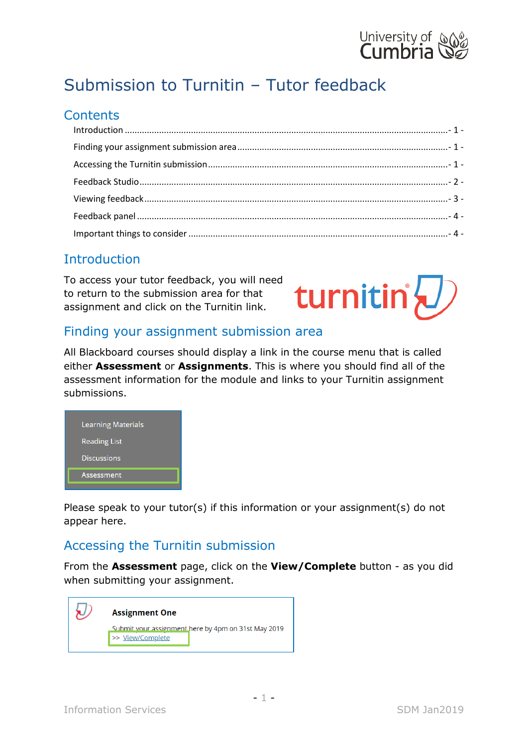# Submission to Turnitin – Tutor feedback

## Contents

Introduction ........................................................ - 1 -

Finding your assignment submission area ........................................................ - 1 -

Accessing the Turnitin submission ........................................................ - 1 -

Feedback Studio ........................................................ - 2 -

Viewing feedback ........................................................ - 3 -

Feedback panel ........................................................ - 4 -

Important things to consider ........................................................ - 4 -

## Introduction

To access your tutor feedback, you will need to return to the submission area for that assignment and click on the Turnitin link.

## Finding your assignment submission area

All Blackboard courses should display a link in the course menu that is called either **Assessment** or **Assignments**. This is where you should find all of the assessment information for the module and links to your Turnitin assignment submissions.

Please speak to your tutor(s) if this information or your assignment(s) do not appear here.

## Accessing the Turnitin submission

From the **Assessment** page, click on the **View/Complete** button - as you did when submitting your assignment.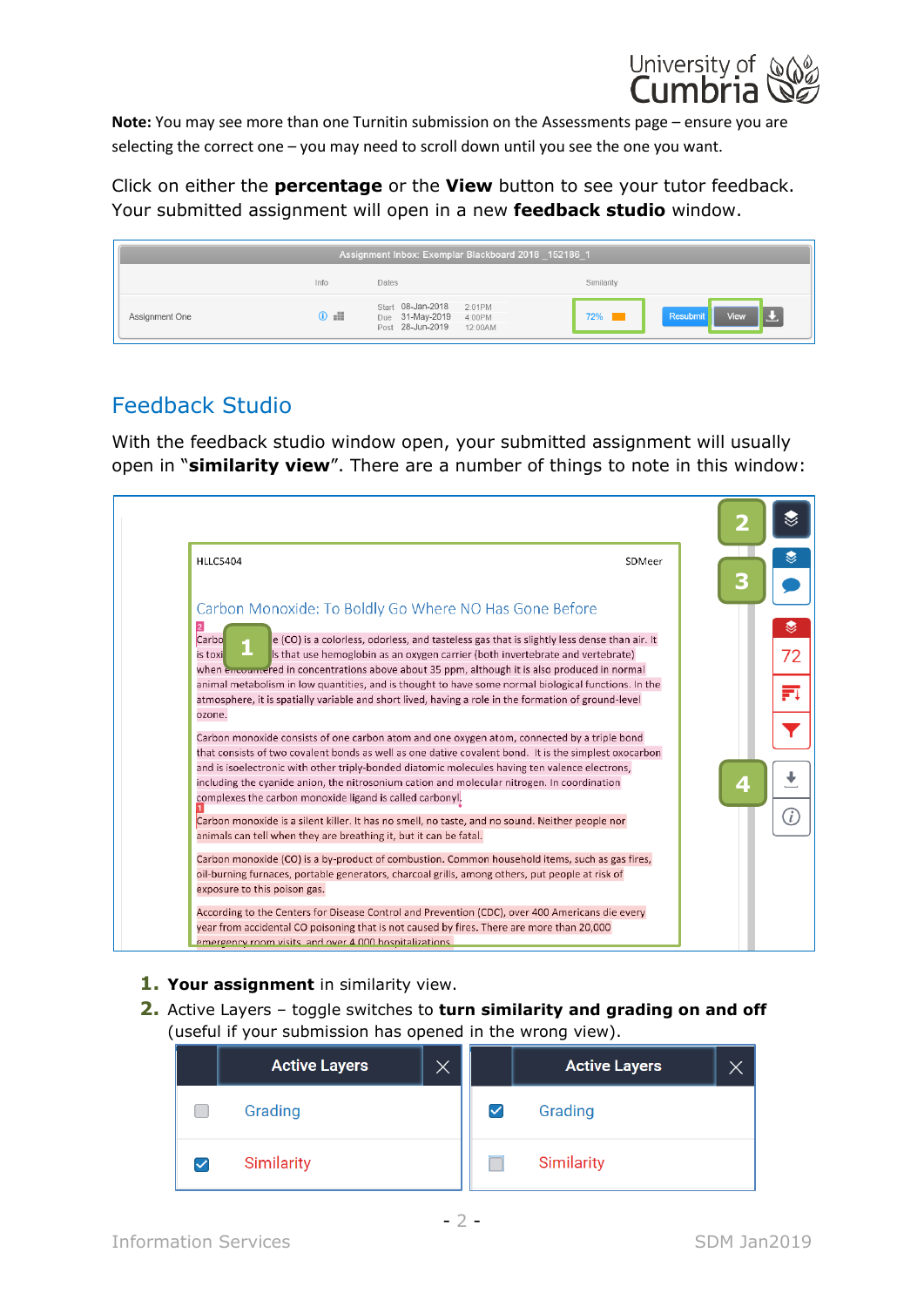**Note:** You may see more than one Turnitin submission on the Assessments page – ensure you are selecting the correct one – you may need to scroll down until you see the one you want.

Click on either the **percentage** or the **View** button to see your tutor feedback. Your submitted assignment will open in a new **feedback studio** window.

## Feedback Studio

With the feedback studio window open, your submitted assignment will usually open in "**similarity view**". There are a number of things to note in this window:

1. **Your assignment** in similarity view.
2. Active Layers – toggle switches to **turn similarity and grading on and off** (useful if your submission has opened in the wrong view).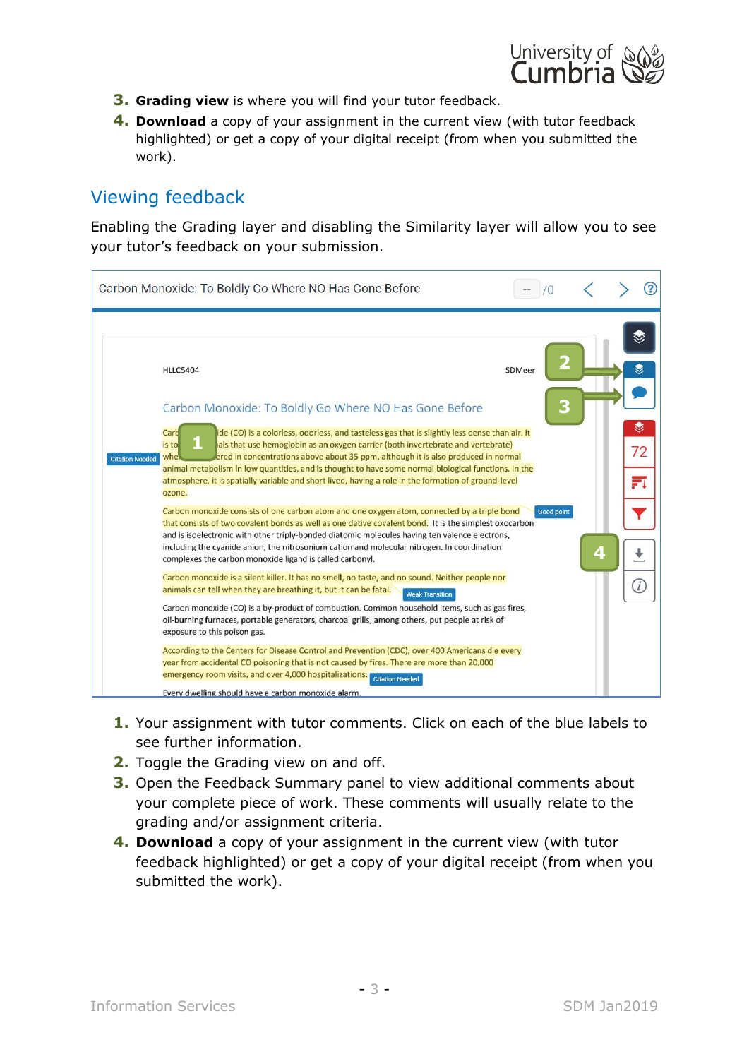3. **Grading view** is where you will find your tutor feedback.
4. **Download** a copy of your assignment in the current view (with tutor feedback highlighted) or get a copy of your digital receipt (from when you submitted the work).

## Viewing feedback

Enabling the Grading layer and disabling the Similarity layer will allow you to see your tutor's feedback on your submission.

1. Your assignment with tutor comments. Click on each of the blue labels to see further information.
2. Toggle the Grading view on and off.
3. Open the Feedback Summary panel to view additional comments about your complete piece of work. These comments will usually relate to the grading and/or assignment criteria.
4. **Download** a copy of your assignment in the current view (with tutor feedback highlighted) or get a copy of your digital receipt (from when you submitted the work).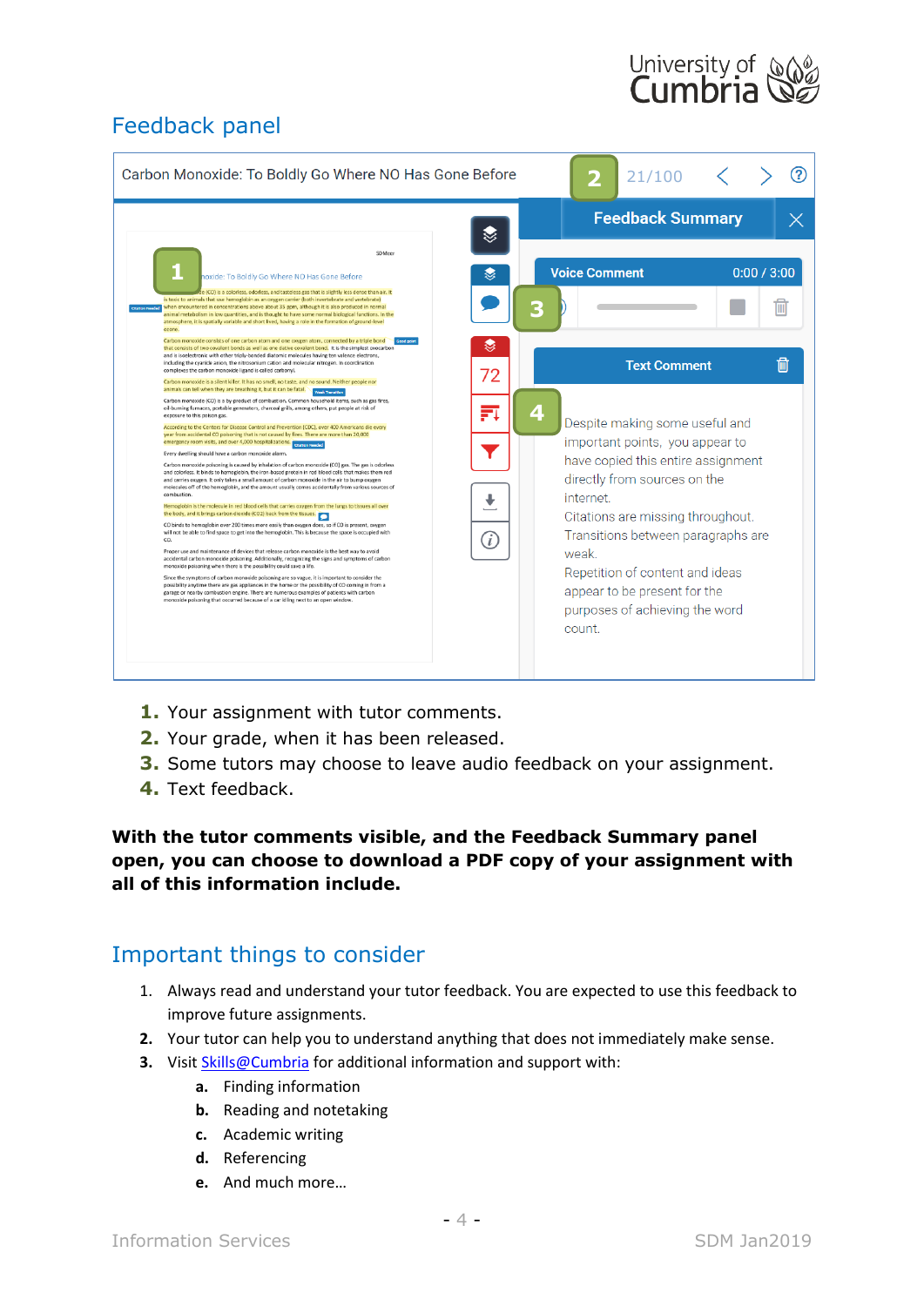## Feedback panel

1. Your assignment with tutor comments.
2. Your grade, when it has been released.
3. Some tutors may choose to leave audio feedback on your assignment.
4. Text feedback.

**With the tutor comments visible, and the Feedback Summary panel open, you can choose to download a PDF copy of your assignment with all of this information include.**

## Important things to consider

1. Always read and understand your tutor feedback. You are expected to use this feedback to improve future assignments.
2. Your tutor can help you to understand anything that does not immediately make sense.
3. Visit [Skills@Cumbria] for additional information and support with:
   a. Finding information
   b. Reading and notetaking
   c. Academic writing
   d. Referencing
   e. And much more…